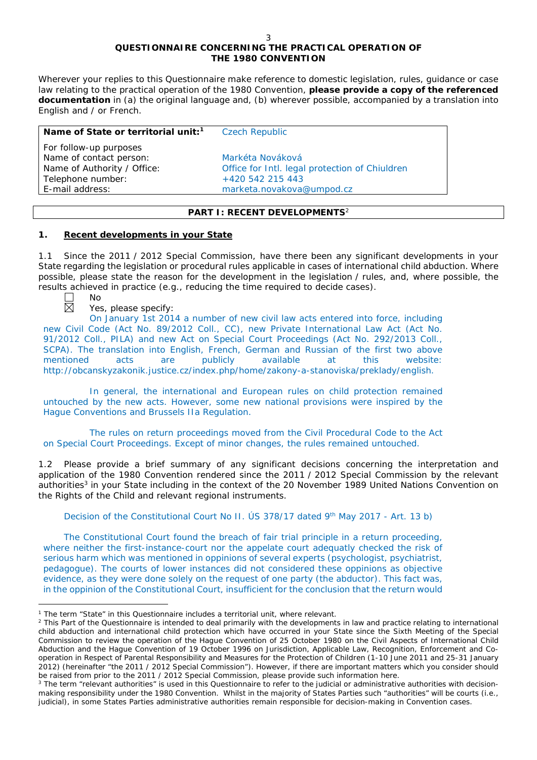# QUESTIONNAIRE CONCERNING THE PRACTICAL OPERATION OF THE 1980 CONVENTION

Wherever your replies to this Questionnaire make reference to domestic legislation, rules, guidance or case law relating to the practical operation of the 1980 Convention, **please provide a copy of the referenced documentation** in (a) the original language and, (b) wherever possible, accompanied by a translation into English and / or French.

| **Name of State or territorial unit:**[1] | Czech Republic |
|---|---|
| For follow-up purposes | |
| Name of contact person: | Markéta Nováková |
| Name of Authority / Office: | Office for Intl. legal protection of Chiuldren |
| Telephone number: | +420 542 215 443 |
| E-mail address: | marketa.novakova@umpod.cz |

## PART I: RECENT DEVELOPMENTS[2]

### 1. Recent developments in your State

1.1 Since the 2011 / 2012 Special Commission, have there been any significant developments in your State regarding the legislation or procedural rules applicable in cases of international child abduction. Where possible, please state the reason for the development in the legislation / rules, and, where possible, the results achieved in practice (e.g., reducing the time required to decide cases).

☐ No

☒ Yes, please specify:

On January 1st 2014 a number of new civil law acts entered into force, including new Civil Code (Act No. 89/2012 Coll., CC), new Private International Law Act (Act No. 91/2012 Coll., PILA) and new Act on Special Court Proceedings (Act No. 292/2013 Coll., SCPA). The translation into English, French, German and Russian of the first two above mentioned acts are publicly available at this website: http://obcanskyzakonik.justice.cz/index.php/home/zakony-a-stanoviska/preklady/english.

In general, the international and European rules on child protection remained untouched by the new acts. However, some new national provisions were inspired by the Hague Conventions and Brussels IIa Regulation.

The rules on return proceedings moved from the Civil Procedural Code to the Act on Special Court Proceedings. Except of minor changes, the rules remained untouched.

1.2 Please provide a brief summary of any significant decisions concerning the interpretation and application of the 1980 Convention rendered since the 2011 / 2012 Special Commission by the relevant authorities[3] in your State including in the context of the 20 November 1989 United Nations Convention on the Rights of the Child and relevant regional instruments.

Decision of the Constitutional Court No II. ÚS 378/17 dated 9th May 2017 - Art. 13 b)

The Constitutional Court found the breach of fair trial principle in a return proceeding, where neither the first-instance-court nor the appelate court adequatly checked the risk of serious harm which was mentioned in oppinions of several experts (psychologist, psychiatrist, pedagogue). The courts of lower instances did not considered these opinions as objective evidence, as they were done solely on the request of one party (the abductor). This fact was, in the oppinion of the Constitutional Court, insufficient for the conclusion that the return would

---

[1] The term "State" in this Questionnaire includes a territorial unit, where relevant.

[2] This Part of the Questionnaire is intended to deal primarily with the developments in law and practice relating to international child abduction and international child protection which have occurred in your State since the Sixth Meeting of the Special Commission to review the operation of the Hague Convention of 25 October 1980 on the Civil Aspects of International Child Abduction and the Hague Convention of 19 October 1996 on Jurisdiction, Applicable Law, Recognition, Enforcement and Co-operation in Respect of Parental Responsibility and Measures for the Protection of Children (1-10 June 2011 and 25-31 January 2012) (hereinafter "the 2011 / 2012 Special Commission"). However, if there are important matters which you consider should be raised from prior to the 2011 / 2012 Special Commission, please provide such information here.

[3] The term "relevant authorities" is used in this Questionnaire to refer to the judicial or administrative authorities with decision-making responsibility under the 1980 Convention. Whilst in the majority of States Parties such "authorities" will be courts (i.e., judicial), in some States Parties administrative authorities remain responsible for decision-making in Convention cases.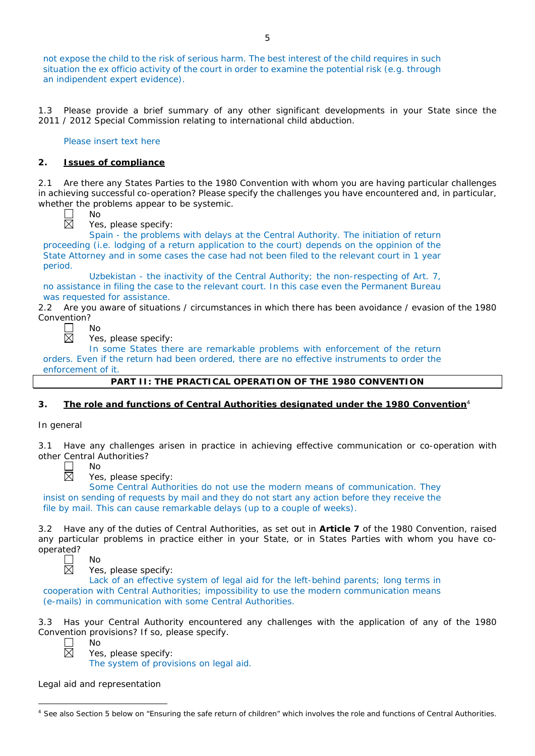not expose the child to the risk of serious harm. The best interest of the child requires in such situation the ex officio activity of the court in order to examine the potential risk (e.g. through an indipendent expert evidence).

1.3 Please provide a brief summary of any other significant developments in your State since the 2011 / 2012 Special Commission relating to international child abduction.

Please insert text here

## 2. Issues of compliance

2.1 Are there any States Parties to the 1980 Convention with whom you are having particular challenges in achieving successful co-operation? Please specify the challenges you have encountered and, in particular, whether the problems appear to be systemic.

☐ No
☒ Yes, please specify:
Spain - the problems with delays at the Central Authority. The initiation of return proceeding (i.e. lodging of a return application to the court) depends on the oppinion of the State Attorney and in some cases the case had not been filed to the relevant court in 1 year period.
Uzbekistan - the inactivity of the Central Authority; the non-respecting of Art. 7, no assistance in filing the case to the relevant court. In this case even the Permanent Bureau was requested for assistance.

2.2 Are you aware of situations / circumstances in which there has been avoidance / evasion of the 1980 Convention?

☐ No
☒ Yes, please specify:
In some States there are remarkable problems with enforcement of the return orders. Even if the return had been ordered, there are no effective instruments to order the enforcement of it.

# PART II: THE PRACTICAL OPERATION OF THE 1980 CONVENTION

## 3. The role and functions of Central Authorities designated under the 1980 Convention[4]

In general

3.1 Have any challenges arisen in practice in achieving effective communication or co-operation with other Central Authorities?

☐ No
☒ Yes, please specify:
Some Central Authorities do not use the modern means of communication. They insist on sending of requests by mail and they do not start any action before they receive the file by mail. This can cause remarkable delays (up to a couple of weeks).

3.2 Have any of the duties of Central Authorities, as set out in **Article 7** of the 1980 Convention, raised any particular problems in practice either in your State, or in States Parties with whom you have co-operated?

☐ No
☒ Yes, please specify:
Lack of an effective system of legal aid for the left-behind parents; long terms in cooperation with Central Authorities; impossibility to use the modern communication means (e-mails) in communication with some Central Authorities.

3.3 Has your Central Authority encountered any challenges with the application of any of the 1980 Convention provisions? If so, please specify.

☐ No
☒ Yes, please specify:
The system of provisions on legal aid.

Legal aid and representation

[4] See also Section 5 below on "Ensuring the safe return of children" which involves the role and functions of Central Authorities.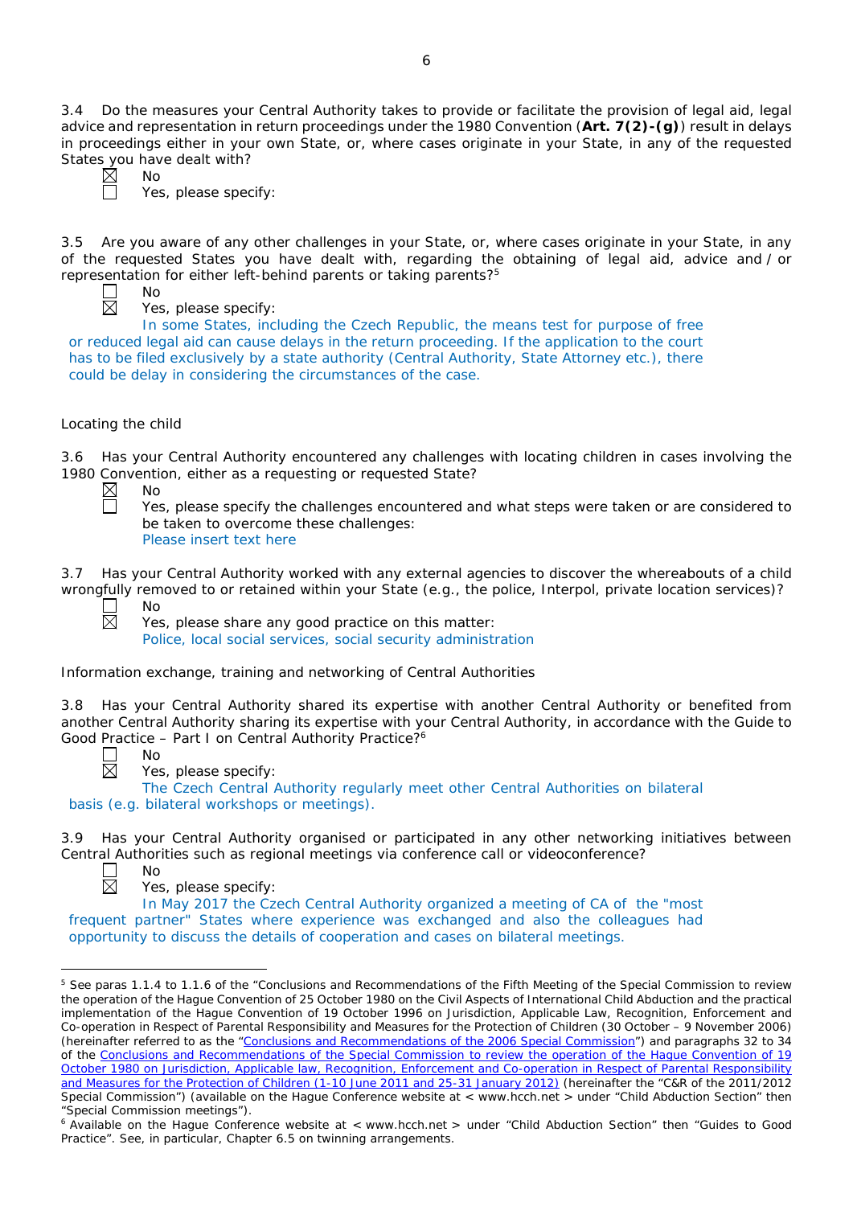3.4 Do the measures your Central Authority takes to provide or facilitate the provision of legal aid, legal advice and representation in return proceedings under the 1980 Convention (**Art. 7(2)-(g)**) result in delays in proceedings either in your own State, or, where cases originate in your State, in any of the requested States you have dealt with?

☒ No
☐ Yes, please specify:

3.5 Are you aware of any other challenges in your State, or, where cases originate in your State, in any of the requested States you have dealt with, regarding the obtaining of legal aid, advice and / or representation for either left-behind parents or taking parents?[5]

☐ No
☒ Yes, please specify:

In some States, including the Czech Republic, the means test for purpose of free or reduced legal aid can cause delays in the return proceeding. If the application to the court has to be filed exclusively by a state authority (Central Authority, State Attorney etc.), there could be delay in considering the circumstances of the case.

Locating the child

3.6 Has your Central Authority encountered any challenges with locating children in cases involving the 1980 Convention, either as a requesting or requested State?

☒ No
☐ Yes, please specify the challenges encountered and what steps were taken or are considered to be taken to overcome these challenges:
Please insert text here

3.7 Has your Central Authority worked with any external agencies to discover the whereabouts of a child wrongfully removed to or retained within your State (e.g., the police, Interpol, private location services)?

☐ No
☒ Yes, please share any good practice on this matter:
Police, local social services, social security administration

Information exchange, training and networking of Central Authorities

3.8 Has your Central Authority shared its expertise with another Central Authority or benefited from another Central Authority sharing its expertise with your Central Authority, in accordance with the Guide to Good Practice – Part I on Central Authority Practice?[6]

☐ No
☒ Yes, please specify:

The Czech Central Authority regularly meet other Central Authorities on bilateral basis (e.g. bilateral workshops or meetings).

3.9 Has your Central Authority organised or participated in any other networking initiatives between Central Authorities such as regional meetings via conference call or videoconference?

☐ No
☒ Yes, please specify:

In May 2017 the Czech Central Authority organized a meeting of CA of the "most frequent partner" States where experience was exchanged and also the colleagues had opportunity to discuss the details of cooperation and cases on bilateral meetings.

---

[5] See paras 1.1.4 to 1.1.6 of the "Conclusions and Recommendations of the Fifth Meeting of the Special Commission to review the operation of the Hague Convention of 25 October 1980 on the Civil Aspects of International Child Abduction and the practical implementation of the Hague Convention of 19 October 1996 on Jurisdiction, Applicable Law, Recognition, Enforcement and Co-operation in Respect of Parental Responsibility and Measures for the Protection of Children (30 October – 9 November 2006) (hereinafter referred to as the "Conclusions and Recommendations of the 2006 Special Commission") and paragraphs 32 to 34 of the Conclusions and Recommendations of the Special Commission to review the operation of the Hague Convention of 19 October 1980 on Jurisdiction, Applicable law, Recognition, Enforcement and Co-operation in Respect of Parental Responsibility and Measures for the Protection of Children (1-10 June 2011 and 25-31 January 2012) (hereinafter the "C&R of the 2011/2012 Special Commission") (available on the Hague Conference website at < www.hcch.net > under "Child Abduction Section" then "Special Commission meetings").

[6] Available on the Hague Conference website at < www.hcch.net > under "Child Abduction Section" then "Guides to Good Practice". See, in particular, Chapter 6.5 on twinning arrangements.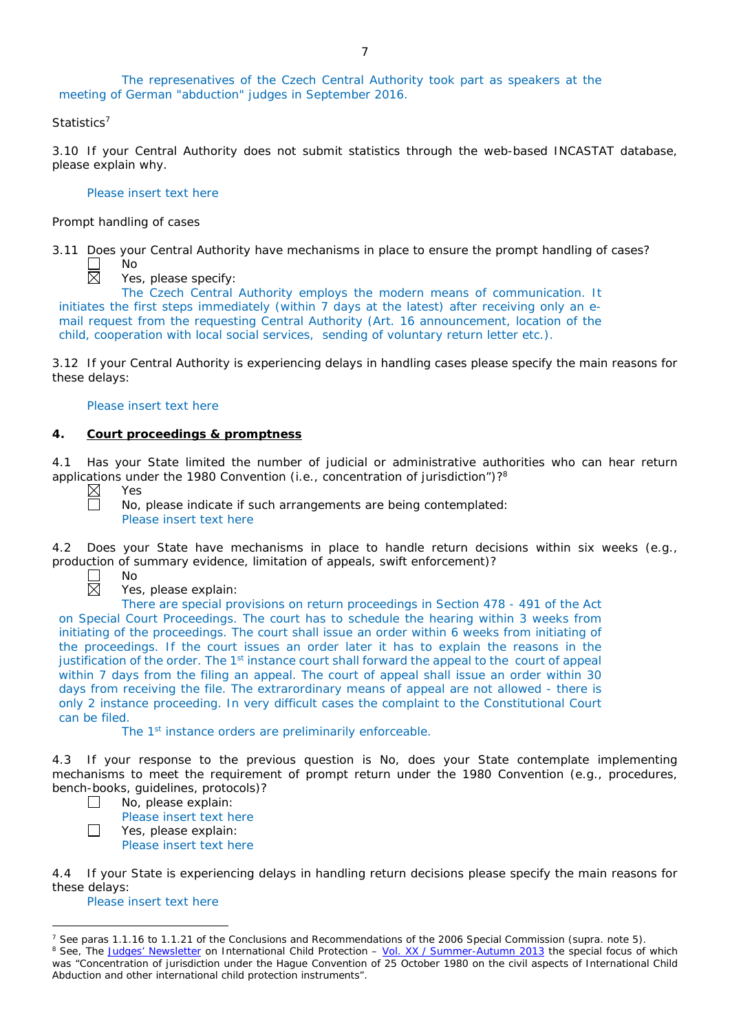The represenatives of the Czech Central Authority took part as speakers at the meeting of German "abduction" judges in September 2016.

Statistics[7]

3.10 If your Central Authority does not submit statistics through the web-based INCASTAT database, please explain why.

Please insert text here

Prompt handling of cases

3.11 Does your Central Authority have mechanisms in place to ensure the prompt handling of cases?

☐ No

☒ Yes, please specify:

The Czech Central Authority employs the modern means of communication. It initiates the first steps immediately (within 7 days at the latest) after receiving only an e-mail request from the requesting Central Authority (Art. 16 announcement, location of the child, cooperation with local social services, sending of voluntary return letter etc.).

3.12 If your Central Authority is experiencing delays in handling cases please specify the main reasons for these delays:

Please insert text here

## 4. Court proceedings & promptness

4.1 Has your State limited the number of judicial or administrative authorities who can hear return applications under the 1980 Convention (i.e., concentration of jurisdiction")?[8]

☒ Yes

☐ No, please indicate if such arrangements are being contemplated:
Please insert text here

4.2 Does your State have mechanisms in place to handle return decisions within six weeks (e.g., production of summary evidence, limitation of appeals, swift enforcement)?

☐ No

☒ Yes, please explain:

There are special provisions on return proceedings in Section 478 - 491 of the Act on Special Court Proceedings. The court has to schedule the hearing within 3 weeks from initiating of the proceedings. The court shall issue an order within 6 weeks from initiating of the proceedings. If the court issues an order later it has to explain the reasons in the justification of the order. The 1st instance court shall forward the appeal to the court of appeal within 7 days from the filing an appeal. The court of appeal shall issue an order within 30 days from receiving the file. The extrarordinary means of appeal are not allowed - there is only 2 instance proceeding. In very difficult cases the complaint to the Constitutional Court can be filed.

The 1st instance orders are preliminarily enforceable.

4.3 If your response to the previous question is No, does your State contemplate implementing mechanisms to meet the requirement of prompt return under the 1980 Convention (e.g., procedures, bench-books, guidelines, protocols)?

☐ No, please explain:
Please insert text here

☐ Yes, please explain:
Please insert text here

4.4 If your State is experiencing delays in handling return decisions please specify the main reasons for these delays:

Please insert text here

---

[7] See paras 1.1.16 to 1.1.21 of the Conclusions and Recommendations of the 2006 Special Commission (supra. note 5).

[8] See, The Judges' Newsletter on International Child Protection – Vol. XX / Summer-Autumn 2013 the special focus of which was "Concentration of jurisdiction under the Hague Convention of 25 October 1980 on the civil aspects of International Child Abduction and other international child protection instruments".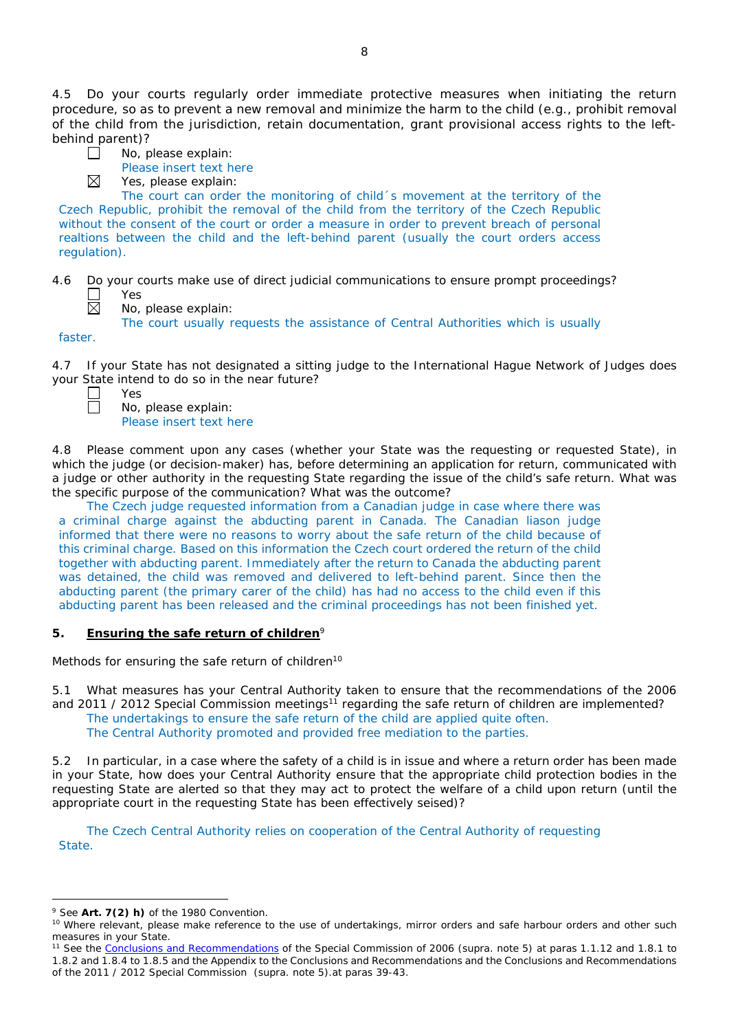4.5 Do your courts regularly order immediate protective measures when initiating the return procedure, so as to prevent a new removal and minimize the harm to the child (e.g., prohibit removal of the child from the jurisdiction, retain documentation, grant provisional access rights to the left-behind parent)?

☐ No, please explain:
Please insert text here

☒ Yes, please explain:
The court can order the monitoring of child´s movement at the territory of the Czech Republic, prohibit the removal of the child from the territory of the Czech Republic without the consent of the court or order a measure in order to prevent breach of personal realtions between the child and the left-behind parent (usually the court orders access regulation).

4.6 Do your courts make use of direct judicial communications to ensure prompt proceedings?

☐ Yes

☒ No, please explain:
The court usually requests the assistance of Central Authorities which is usually faster.

4.7 If your State has not designated a sitting judge to the International Hague Network of Judges does your State intend to do so in the near future?

☐ Yes

☐ No, please explain:
Please insert text here

4.8 Please comment upon any cases (whether your State was the requesting or requested State), in which the judge (or decision-maker) has, before determining an application for return, communicated with a judge or other authority in the requesting State regarding the issue of the child's safe return. What was the specific purpose of the communication? What was the outcome?

The Czech judge requested information from a Canadian judge in case where there was a criminal charge against the abducting parent in Canada. The Canadian liason judge informed that there were no reasons to worry about the safe return of the child because of this criminal charge. Based on this information the Czech court ordered the return of the child together with abducting parent. Immediately after the return to Canada the abducting parent was detained, the child was removed and delivered to left-behind parent. Since then the abducting parent (the primary carer of the child) has had no access to the child even if this abducting parent has been released and the criminal proceedings has not been finished yet.

## 5. Ensuring the safe return of children[9]

Methods for ensuring the safe return of children[10]

5.1 What measures has your Central Authority taken to ensure that the recommendations of the 2006 and 2011 / 2012 Special Commission meetings[11] regarding the safe return of children are implemented?

The undertakings to ensure the safe return of the child are applied quite often.
The Central Authority promoted and provided free mediation to the parties.

5.2 In particular, in a case where the safety of a child is in issue and where a return order has been made in your State, how does your Central Authority ensure that the appropriate child protection bodies in the requesting State are alerted so that they may act to protect the welfare of a child upon return (until the appropriate court in the requesting State has been effectively seised)?

The Czech Central Authority relies on cooperation of the Central Authority of requesting State.

---

[9] See **Art. 7(2) h)** of the 1980 Convention.

[10] Where relevant, please make reference to the use of undertakings, mirror orders and safe harbour orders and other such measures in your State.

[11] See the Conclusions and Recommendations of the Special Commission of 2006 (supra. note 5) at paras 1.1.12 and 1.8.1 to 1.8.2 and 1.8.4 to 1.8.5 and the Appendix to the Conclusions and Recommendations and the Conclusions and Recommendations of the 2011 / 2012 Special Commission (supra. note 5).at paras 39-43.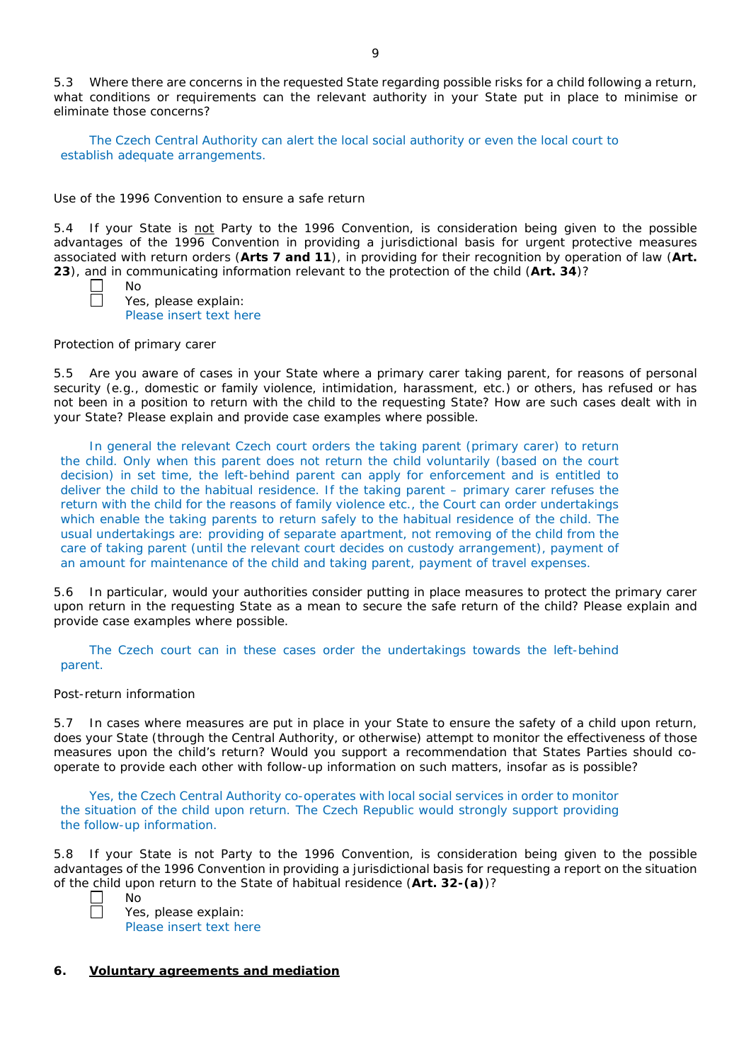5.3 Where there are concerns in the requested State regarding possible risks for a child following a return, what conditions or requirements can the relevant authority in your State put in place to minimise or eliminate those concerns?

The Czech Central Authority can alert the local social authority or even the local court to establish adequate arrangements.

Use of the 1996 Convention to ensure a safe return

5.4 If your State is not Party to the 1996 Convention, is consideration being given to the possible advantages of the 1996 Convention in providing a jurisdictional basis for urgent protective measures associated with return orders (**Arts 7 and 11**), in providing for their recognition by operation of law (**Art. 23**), and in communicating information relevant to the protection of the child (**Art. 34**)?

☐ No
☐ Yes, please explain:
Please insert text here

Protection of primary carer

5.5 Are you aware of cases in your State where a primary carer taking parent, for reasons of personal security (e.g., domestic or family violence, intimidation, harassment, etc.) or others, has refused or has not been in a position to return with the child to the requesting State? How are such cases dealt with in your State? Please explain and provide case examples where possible.

In general the relevant Czech court orders the taking parent (primary carer) to return the child. Only when this parent does not return the child voluntarily (based on the court decision) in set time, the left-behind parent can apply for enforcement and is entitled to deliver the child to the habitual residence. If the taking parent – primary carer refuses the return with the child for the reasons of family violence etc., the Court can order undertakings which enable the taking parents to return safely to the habitual residence of the child. The usual undertakings are: providing of separate apartment, not removing of the child from the care of taking parent (until the relevant court decides on custody arrangement), payment of an amount for maintenance of the child and taking parent, payment of travel expenses.

5.6 In particular, would your authorities consider putting in place measures to protect the primary carer upon return in the requesting State as a mean to secure the safe return of the child? Please explain and provide case examples where possible.

The Czech court can in these cases order the undertakings towards the left-behind parent.

Post-return information

5.7 In cases where measures are put in place in your State to ensure the safety of a child upon return, does your State (through the Central Authority, or otherwise) attempt to monitor the effectiveness of those measures upon the child's return? Would you support a recommendation that States Parties should co-operate to provide each other with follow-up information on such matters, insofar as is possible?

Yes, the Czech Central Authority co-operates with local social services in order to monitor the situation of the child upon return. The Czech Republic would strongly support providing the follow-up information.

5.8 If your State is not Party to the 1996 Convention, is consideration being given to the possible advantages of the 1996 Convention in providing a jurisdictional basis for requesting a report on the situation of the child upon return to the State of habitual residence (**Art. 32-(a)**)?

☐ No
☐ Yes, please explain:
Please insert text here

## 6. Voluntary agreements and mediation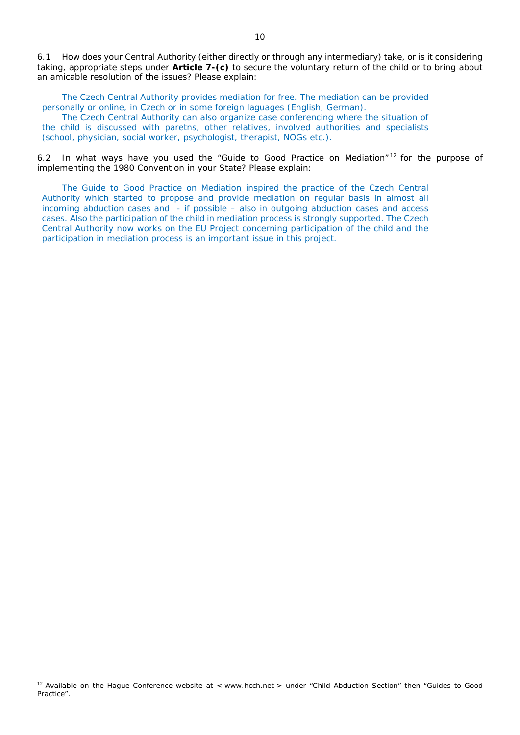6.1 How does your Central Authority (either directly or through any intermediary) take, or is it considering taking, appropriate steps under **Article 7-(c)** to secure the voluntary return of the child or to bring about an amicable resolution of the issues? Please explain:

The Czech Central Authority provides mediation for free. The mediation can be provided personally or online, in Czech or in some foreign laguages (English, German).

The Czech Central Authority can also organize case conferencing where the situation of the child is discussed with paretns, other relatives, involved authorities and specialists (school, physician, social worker, psychologist, therapist, NOGs etc.).

6.2 In what ways have you used the "Guide to Good Practice on Mediation"[12] for the purpose of implementing the 1980 Convention in your State? Please explain:

The Guide to Good Practice on Mediation inspired the practice of the Czech Central Authority which started to propose and provide mediation on regular basis in almost all incoming abduction cases and - if possible – also in outgoing abduction cases and access cases. Also the participation of the child in mediation process is strongly supported. The Czech Central Authority now works on the EU Project concerning participation of the child and the participation in mediation process is an important issue in this project.

[12] Available on the Hague Conference website at < www.hcch.net > under "Child Abduction Section" then "Guides to Good Practice".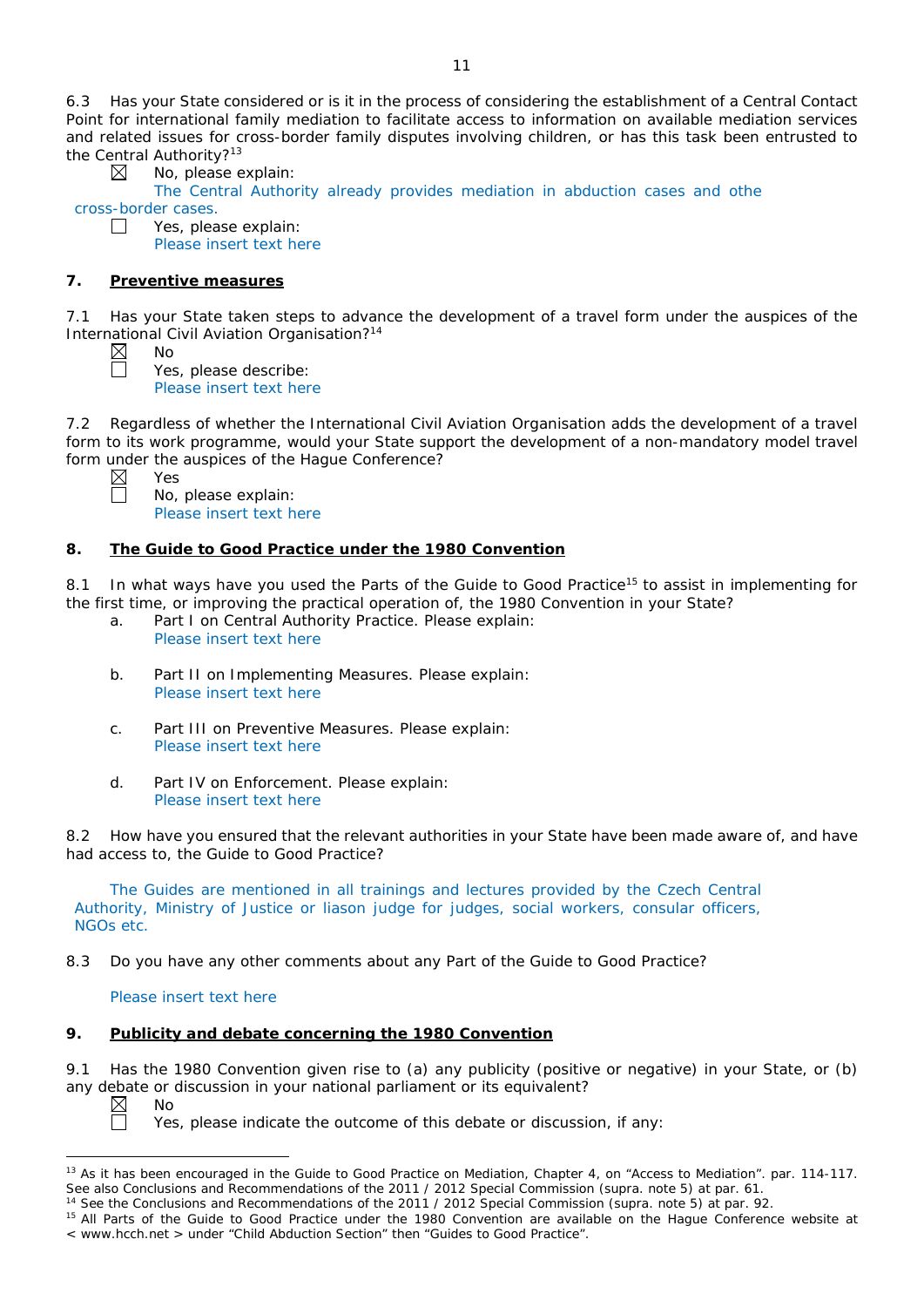6.3 Has your State considered or is it in the process of considering the establishment of a Central Contact Point for international family mediation to facilitate access to information on available mediation services and related issues for cross-border family disputes involving children, or has this task been entrusted to the Central Authority?[13]

☒ No, please explain:
The Central Authority already provides mediation in abduction cases and othe cross-border cases.

☐ Yes, please explain:
Please insert text here

## 7. Preventive measures

7.1 Has your State taken steps to advance the development of a travel form under the auspices of the International Civil Aviation Organisation?[14]

☒ No

☐ Yes, please describe:
Please insert text here

7.2 Regardless of whether the International Civil Aviation Organisation adds the development of a travel form to its work programme, would your State support the development of a non-mandatory model travel form under the auspices of the Hague Conference?

☒ Yes

☐ No, please explain:
Please insert text here

## 8. The Guide to Good Practice under the 1980 Convention

8.1 In what ways have you used the Parts of the Guide to Good Practice[15] to assist in implementing for the first time, or improving the practical operation of, the 1980 Convention in your State?

a. Part I on Central Authority Practice. Please explain:
Please insert text here

b. Part II on Implementing Measures. Please explain:
Please insert text here

c. Part III on Preventive Measures. Please explain:
Please insert text here

d. Part IV on Enforcement. Please explain:
Please insert text here

8.2 How have you ensured that the relevant authorities in your State have been made aware of, and have had access to, the Guide to Good Practice?

The Guides are mentioned in all trainings and lectures provided by the Czech Central Authority, Ministry of Justice or liason judge for judges, social workers, consular officers, NGOs etc.

8.3 Do you have any other comments about any Part of the Guide to Good Practice?

Please insert text here

## 9. Publicity and debate concerning the 1980 Convention

9.1 Has the 1980 Convention given rise to (a) any publicity (positive or negative) in your State, or (b) any debate or discussion in your national parliament or its equivalent?

☒ No

☐ Yes, please indicate the outcome of this debate or discussion, if any:

---

[13] As it has been encouraged in the Guide to Good Practice on Mediation, Chapter 4, on "Access to Mediation". par. 114-117. See also Conclusions and Recommendations of the 2011 / 2012 Special Commission (supra. note 5) at par. 61.

[14] See the Conclusions and Recommendations of the 2011 / 2012 Special Commission (supra. note 5) at par. 92.

[15] All Parts of the Guide to Good Practice under the 1980 Convention are available on the Hague Conference website at < www.hcch.net > under "Child Abduction Section" then "Guides to Good Practice".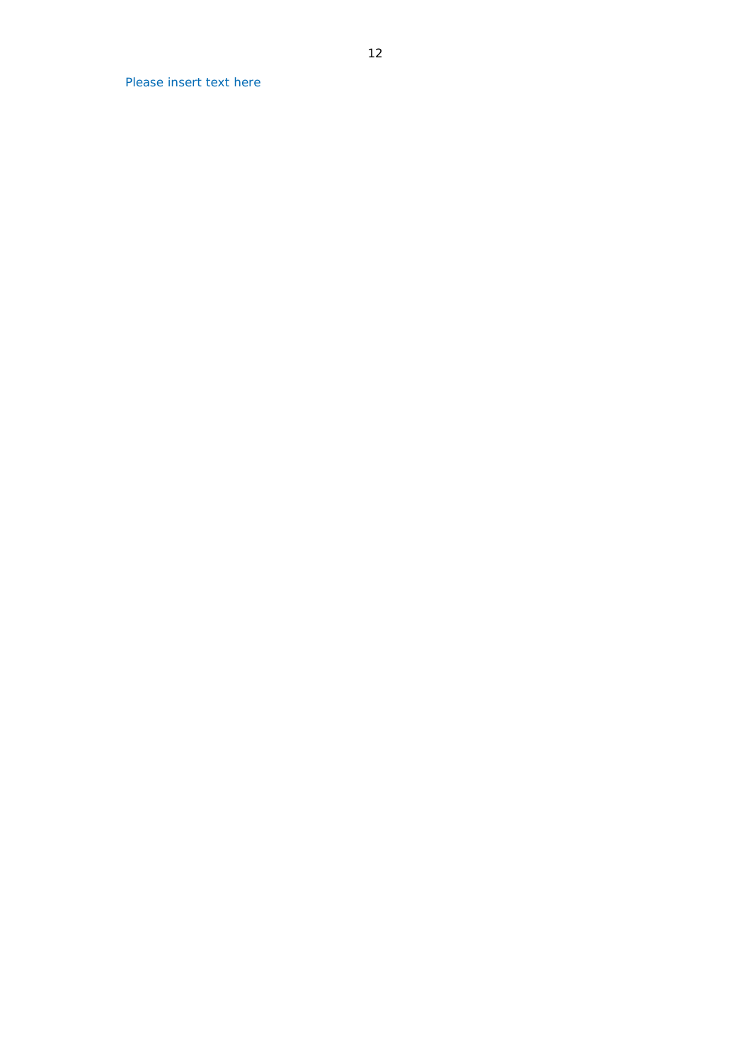Please insert text here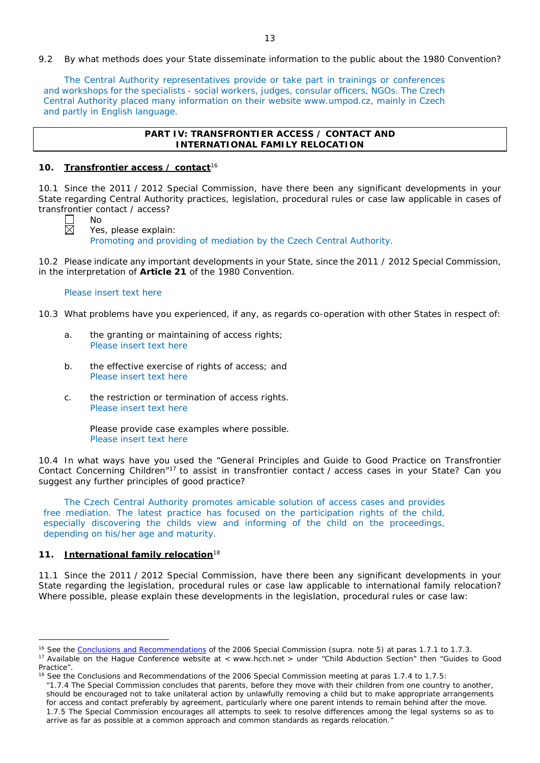9.2 By what methods does your State disseminate information to the public about the 1980 Convention?

The Central Authority representatives provide or take part in trainings or conferences and workshops for the specialists - social workers, judges, consular officers, NGOs. The Czech Central Authority placed many information on their website www.umpod.cz, mainly in Czech and partly in English language.

## PART IV: TRANSFRONTIER ACCESS / CONTACT AND INTERNATIONAL FAMILY RELOCATION

### 10. Transfrontier access / contact[16]

10.1 Since the 2011 / 2012 Special Commission, have there been any significant developments in your State regarding Central Authority practices, legislation, procedural rules or case law applicable in cases of transfrontier contact / access?

☐ No
☒ Yes, please explain:
Promoting and providing of mediation by the Czech Central Authority.

10.2 Please indicate any important developments in your State, since the 2011 / 2012 Special Commission, in the interpretation of **Article 21** of the 1980 Convention.

Please insert text here

10.3 What problems have you experienced, if any, as regards co-operation with other States in respect of:

a. the granting or maintaining of access rights;
Please insert text here

b. the effective exercise of rights of access; and
Please insert text here

c. the restriction or termination of access rights.
Please insert text here

Please provide case examples where possible.
Please insert text here

10.4 In what ways have you used the "General Principles and Guide to Good Practice on Transfrontier Contact Concerning Children"[17] to assist in transfrontier contact / access cases in your State? Can you suggest any further principles of good practice?

The Czech Central Authority promotes amicable solution of access cases and provides free mediation. The latest practice has focused on the participation rights of the child, especially discovering the childs view and informing of the child on the proceedings, depending on his/her age and maturity.

### 11. International family relocation[18]

11.1 Since the 2011 / 2012 Special Commission, have there been any significant developments in your State regarding the legislation, procedural rules or case law applicable to international family relocation? Where possible, please explain these developments in the legislation, procedural rules or case law:

---

[16] See the Conclusions and Recommendations of the 2006 Special Commission (supra. note 5) at paras 1.7.1 to 1.7.3.

[17] Available on the Hague Conference website at < www.hcch.net > under "Child Abduction Section" then "Guides to Good Practice".

[18] See the Conclusions and Recommendations of the 2006 Special Commission meeting at paras 1.7.4 to 1.7.5:
"1.7.4 The Special Commission concludes that parents, before they move with their children from one country to another, should be encouraged not to take unilateral action by unlawfully removing a child but to make appropriate arrangements for access and contact preferably by agreement, particularly where one parent intends to remain behind after the move.
1.7.5 The Special Commission encourages all attempts to seek to resolve differences among the legal systems so as to arrive as far as possible at a common approach and common standards as regards relocation."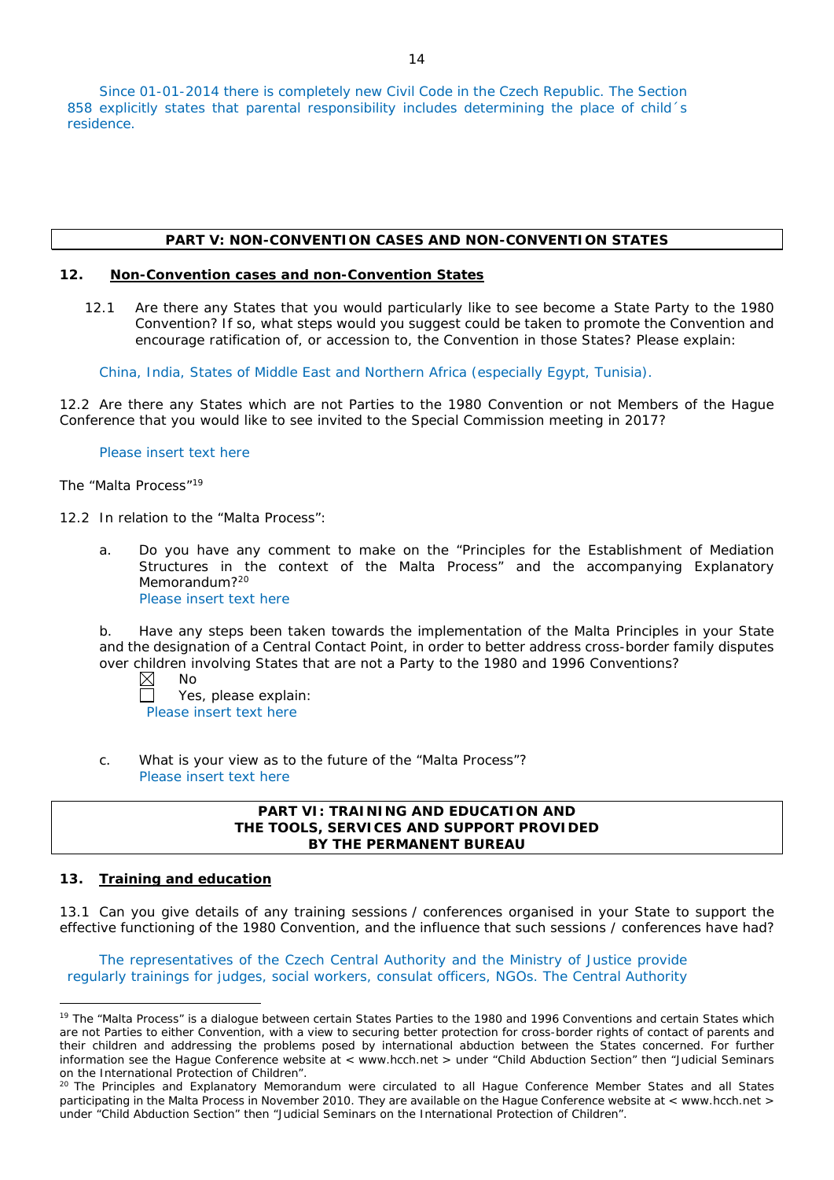Since 01-01-2014 there is completely new Civil Code in the Czech Republic. The Section 858 explicitly states that parental responsibility includes determining the place of child´s residence.

## PART V: NON-CONVENTION CASES AND NON-CONVENTION STATES

### 12. Non-Convention cases and non-Convention States

12.1 Are there any States that you would particularly like to see become a State Party to the 1980 Convention? If so, what steps would you suggest could be taken to promote the Convention and encourage ratification of, or accession to, the Convention in those States? Please explain:

China, India, States of Middle East and Northern Africa (especially Egypt, Tunisia).

12.2 Are there any States which are not Parties to the 1980 Convention or not Members of the Hague Conference that you would like to see invited to the Special Commission meeting in 2017?

Please insert text here

The "Malta Process"[19]

12.2 In relation to the "Malta Process":

a. Do you have any comment to make on the "Principles for the Establishment of Mediation Structures in the context of the Malta Process" and the accompanying Explanatory Memorandum?[20]
Please insert text here

b. Have any steps been taken towards the implementation of the Malta Principles in your State and the designation of a Central Contact Point, in order to better address cross-border family disputes over children involving States that are not a Party to the 1980 and 1996 Conventions?

☒ No
☐ Yes, please explain:
Please insert text here

c. What is your view as to the future of the "Malta Process"?
Please insert text here

## PART VI: TRAINING AND EDUCATION AND THE TOOLS, SERVICES AND SUPPORT PROVIDED BY THE PERMANENT BUREAU

### 13. Training and education

13.1 Can you give details of any training sessions / conferences organised in your State to support the effective functioning of the 1980 Convention, and the influence that such sessions / conferences have had?

The representatives of the Czech Central Authority and the Ministry of Justice provide regularly trainings for judges, social workers, consular officers, NGOs. The Central Authority

---

[19] The "Malta Process" is a dialogue between certain States Parties to the 1980 and 1996 Conventions and certain States which are not Parties to either Convention, with a view to securing better protection for cross-border rights of contact of parents and their children and addressing the problems posed by international abduction between the States concerned. For further information see the Hague Conference website at < www.hcch.net > under "Child Abduction Section" then "Judicial Seminars on the International Protection of Children".

[20] The Principles and Explanatory Memorandum were circulated to all Hague Conference Member States and all States participating in the Malta Process in November 2010. They are available on the Hague Conference website at < www.hcch.net > under "Child Abduction Section" then "Judicial Seminars on the International Protection of Children".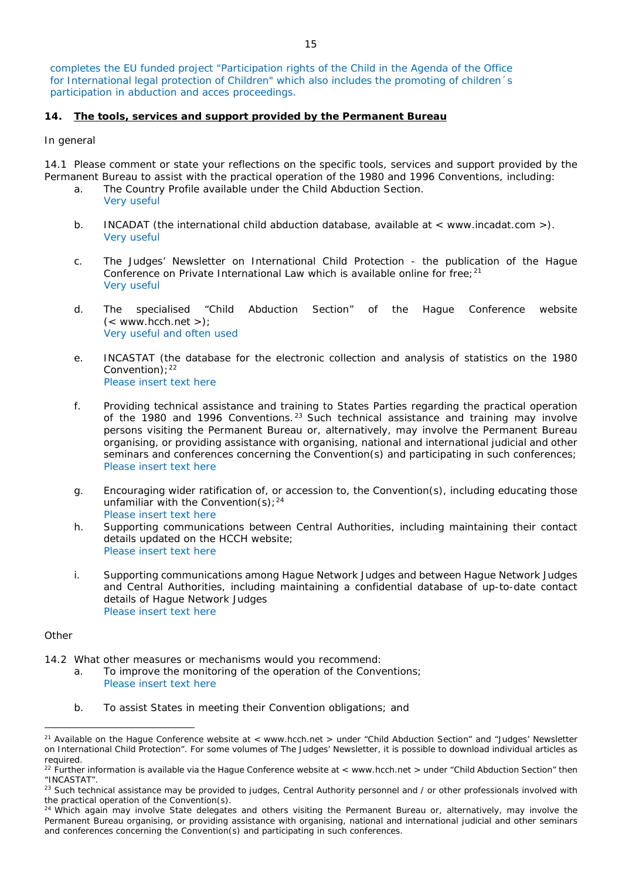completes the EU funded project "Participation rights of the Child in the Agenda of the Office for International legal protection of Children" which also includes the promoting of children´s participation in abduction and acces proceedings.

**14. The tools, services and support provided by the Permanent Bureau**

In general

14.1 Please comment or state your reflections on the specific tools, services and support provided by the Permanent Bureau to assist with the practical operation of the 1980 and 1996 Conventions, including:

a. The Country Profile available under the Child Abduction Section.
   Very useful

b. INCADAT (the international child abduction database, available at < www.incadat.com >).
   Very useful

c. The Judges' Newsletter on International Child Protection - the publication of the Hague Conference on Private International Law which is available online for free;[21]
   Very useful

d. The specialised "Child Abduction Section" of the Hague Conference website (< www.hcch.net >);
   Very useful and often used

e. INCASTAT (the database for the electronic collection and analysis of statistics on the 1980 Convention);[22]
   Please insert text here

f. Providing technical assistance and training to States Parties regarding the practical operation of the 1980 and 1996 Conventions.[23] Such technical assistance and training may involve persons visiting the Permanent Bureau or, alternatively, may involve the Permanent Bureau organising, or providing assistance with organising, national and international judicial and other seminars and conferences concerning the Convention(s) and participating in such conferences;
   Please insert text here

g. Encouraging wider ratification of, or accession to, the Convention(s), including educating those unfamiliar with the Convention(s);[24]
   Please insert text here

h. Supporting communications between Central Authorities, including maintaining their contact details updated on the HCCH website;
   Please insert text here

i. Supporting communications among Hague Network Judges and between Hague Network Judges and Central Authorities, including maintaining a confidential database of up-to-date contact details of Hague Network Judges
   Please insert text here

Other

14.2 What other measures or mechanisms would you recommend:

a. To improve the monitoring of the operation of the Conventions;
   Please insert text here

b. To assist States in meeting their Convention obligations; and

---

[21] Available on the Hague Conference website at < www.hcch.net > under "Child Abduction Section" and "Judges' Newsletter on International Child Protection". For some volumes of The Judges' Newsletter, it is possible to download individual articles as required.

[22] Further information is available via the Hague Conference website at < www.hcch.net > under "Child Abduction Section" then "INCASTAT".

[23] Such technical assistance may be provided to judges, Central Authority personnel and / or other professionals involved with the practical operation of the Convention(s).

[24] Which again may involve State delegates and others visiting the Permanent Bureau or, alternatively, may involve the Permanent Bureau organising, or providing assistance with organising, national and international judicial and other seminars and conferences concerning the Convention(s) and participating in such conferences.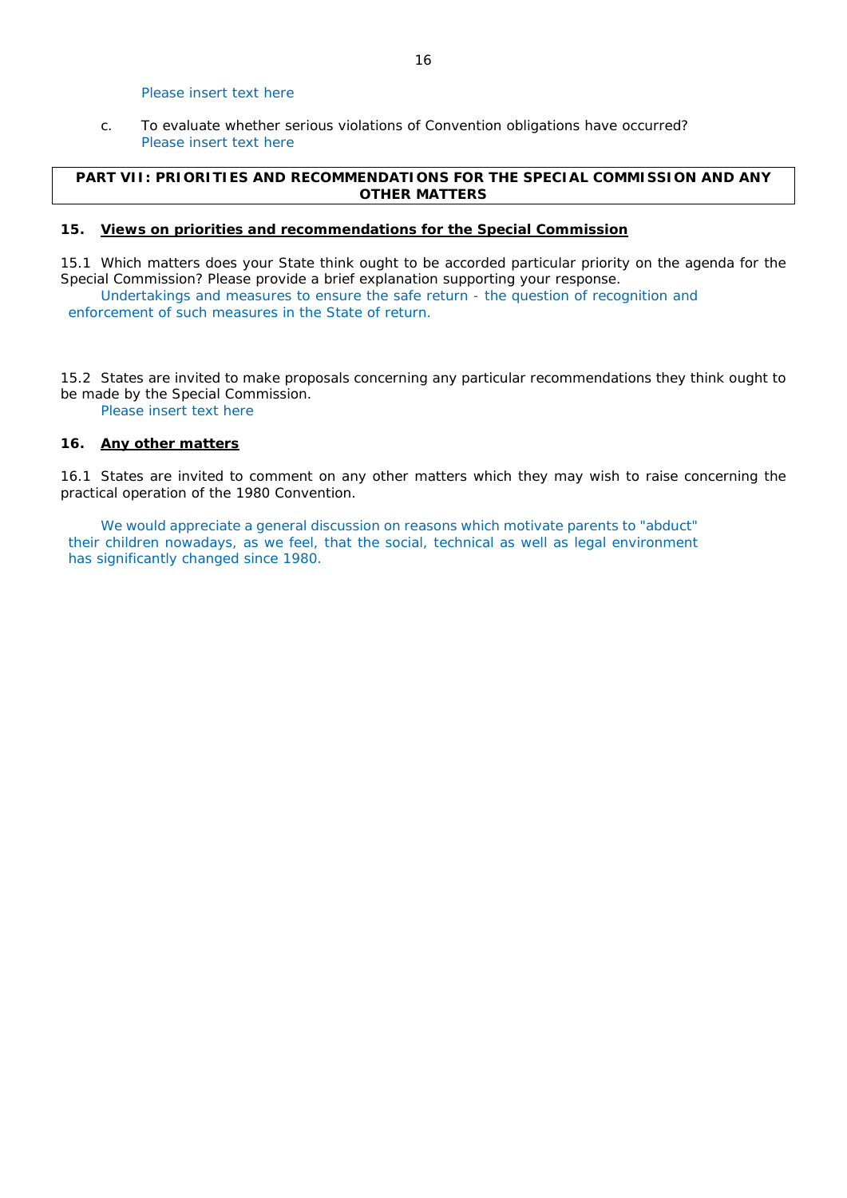Please insert text here

c. To evaluate whether serious violations of Convention obligations have occurred?
Please insert text here

**PART VII: PRIORITIES AND RECOMMENDATIONS FOR THE SPECIAL COMMISSION AND ANY OTHER MATTERS**

**15. <u>Views on priorities and recommendations for the Special Commission</u>**

15.1 Which matters does your State think ought to be accorded particular priority on the agenda for the Special Commission? Please provide a brief explanation supporting your response.

Undertakings and measures to ensure the safe return - the question of recognition and enforcement of such measures in the State of return.

15.2 States are invited to make proposals concerning any particular recommendations they think ought to be made by the Special Commission.

Please insert text here

**16. <u>Any other matters</u>**

16.1 States are invited to comment on any other matters which they may wish to raise concerning the practical operation of the 1980 Convention.

We would appreciate a general discussion on reasons which motivate parents to "abduct" their children nowadays, as we feel, that the social, technical as well as legal environment has significantly changed since 1980.